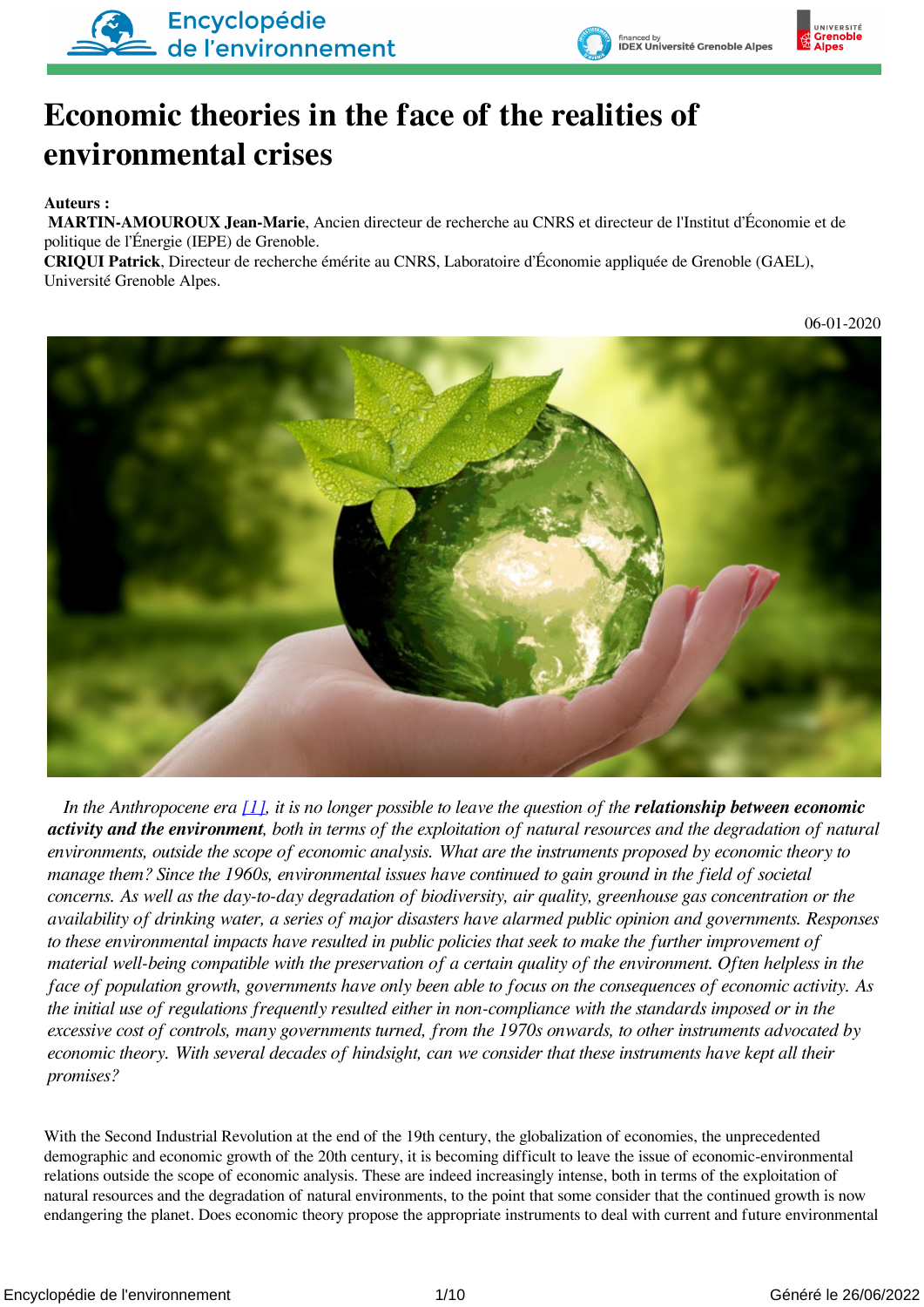# Economic theories in the face of the realities of environmental crises

**Auteurs :**
**MARTIN-AMOUROUX Jean-Marie**, Ancien directeur de recherche au CNRS et directeur de l'Institut d'Économie et de politique de l'Énergie (IEPE) de Grenoble.
**CRIQUI Patrick**, Directeur de recherche émérite au CNRS, Laboratoire d'Économie appliquée de Grenoble (GAEL), Université Grenoble Alpes.

06-01-2020

*In the Anthropocene era [1], it is no longer possible to leave the question of the* ***relationship between economic activity and the environment****, both in terms of the exploitation of natural resources and the degradation of natural environments, outside the scope of economic analysis. What are the instruments proposed by economic theory to manage them? Since the 1960s, environmental issues have continued to gain ground in the field of societal concerns. As well as the day-to-day degradation of biodiversity, air quality, greenhouse gas concentration or the availability of drinking water, a series of major disasters have alarmed public opinion and governments. Responses to these environmental impacts have resulted in public policies that seek to make the further improvement of material well-being compatible with the preservation of a certain quality of the environment. Often helpless in the face of population growth, governments have only been able to focus on the consequences of economic activity. As the initial use of regulations frequently resulted either in non-compliance with the standards imposed or in the excessive cost of controls, many governments turned, from the 1970s onwards, to other instruments advocated by economic theory. With several decades of hindsight, can we consider that these instruments have kept all their promises?*

With the Second Industrial Revolution at the end of the 19th century, the globalization of economies, the unprecedented demographic and economic growth of the 20th century, it is becoming difficult to leave the issue of economic-environmental relations outside the scope of economic analysis. These are indeed increasingly intense, both in terms of the exploitation of natural resources and the degradation of natural environments, to the point that some consider that the continued growth is now endangering the planet. Does economic theory propose the appropriate instruments to deal with current and future environmental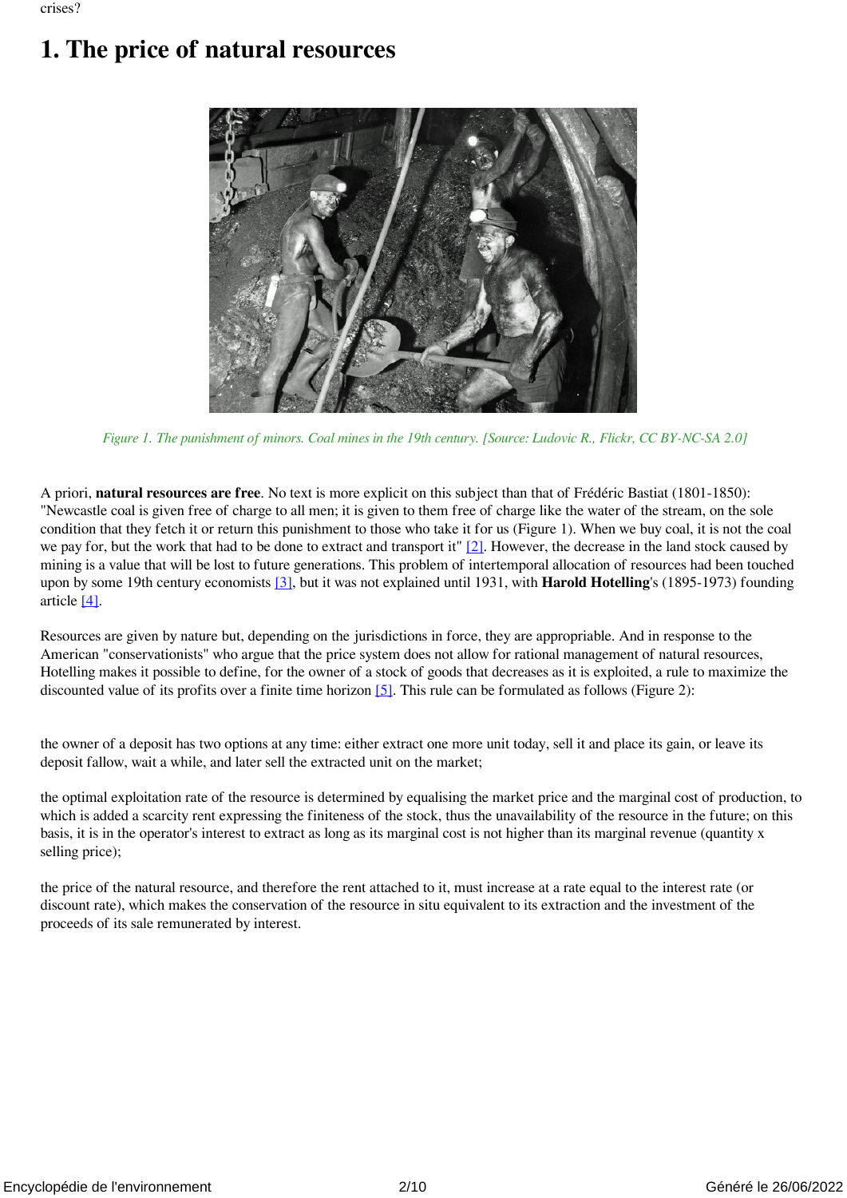crises?

# 1. The price of natural resources

*Figure 1. The punishment of minors. Coal mines in the 19th century. [Source: Ludovic R., Flickr, CC BY-NC-SA 2.0]*

A priori, **natural resources are free**. No text is more explicit on this subject than that of Frédéric Bastiat (1801-1850): "Newcastle coal is given free of charge to all men; it is given to them free of charge like the water of the stream, on the sole condition that they fetch it or return this punishment to those who take it for us (Figure 1). When we buy coal, it is not the coal we pay for, but the work that had to be done to extract and transport it" [2]. However, the decrease in the land stock caused by mining is a value that will be lost to future generations. This problem of intertemporal allocation of resources had been touched upon by some 19th century economists [3], but it was not explained until 1931, with **Harold Hotelling**'s (1895-1973) founding article [4].

Resources are given by nature but, depending on the jurisdictions in force, they are appropriable. And in response to the American "conservationists" who argue that the price system does not allow for rational management of natural resources, Hotelling makes it possible to define, for the owner of a stock of goods that decreases as it is exploited, a rule to maximize the discounted value of its profits over a finite time horizon [5]. This rule can be formulated as follows (Figure 2):

the owner of a deposit has two options at any time: either extract one more unit today, sell it and place its gain, or leave its deposit fallow, wait a while, and later sell the extracted unit on the market;

the optimal exploitation rate of the resource is determined by equalising the market price and the marginal cost of production, to which is added a scarcity rent expressing the finiteness of the stock, thus the unavailability of the resource in the future; on this basis, it is in the operator's interest to extract as long as its marginal cost is not higher than its marginal revenue (quantity x selling price);

the price of the natural resource, and therefore the rent attached to it, must increase at a rate equal to the interest rate (or discount rate), which makes the conservation of the resource in situ equivalent to its extraction and the investment of the proceeds of its sale remunerated by interest.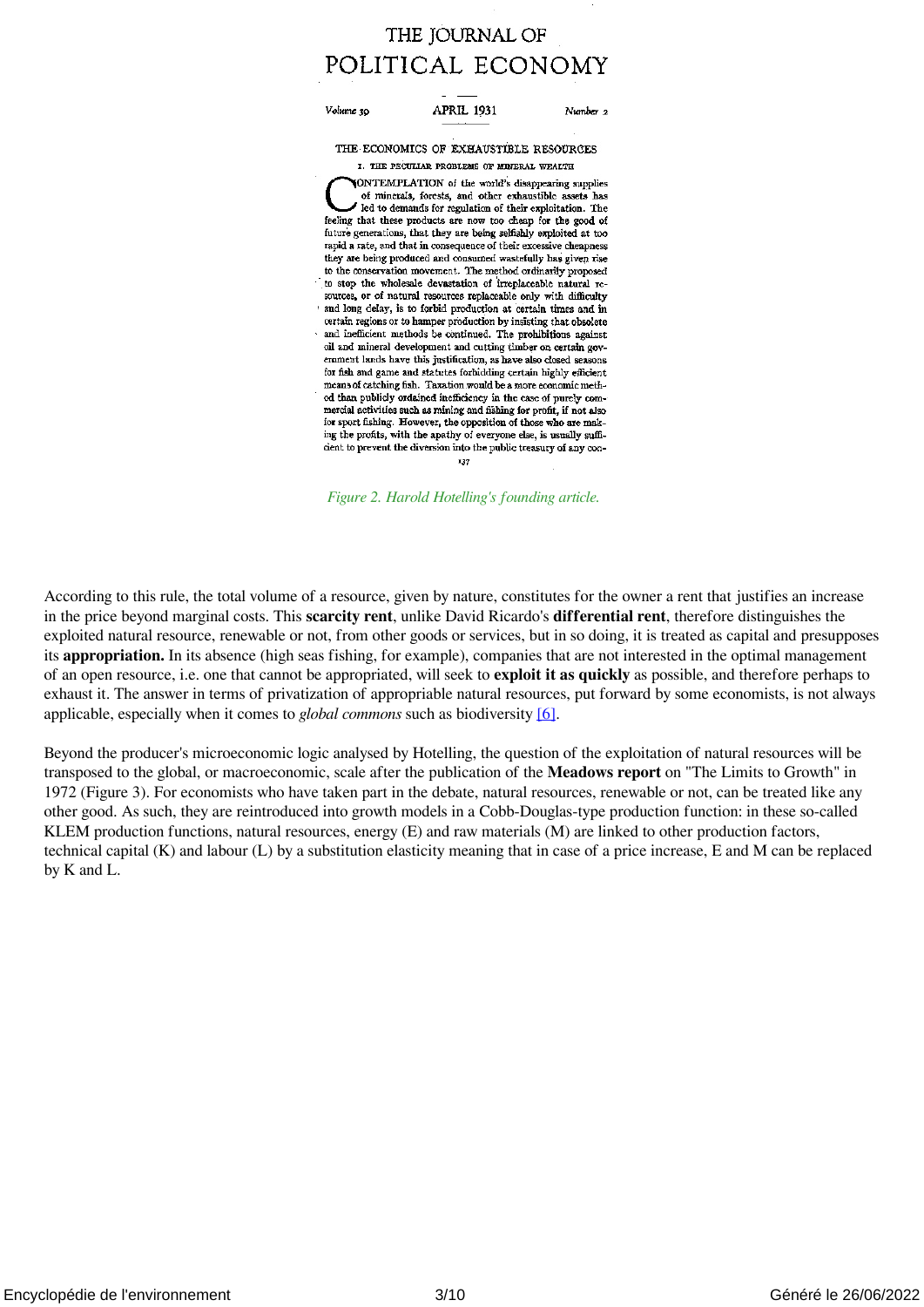Figure 2. Harold Hotelling's founding article.

According to this rule, the total volume of a resource, given by nature, constitutes for the owner a rent that justifies an increase in the price beyond marginal costs. This **scarcity rent**, unlike David Ricardo's **differential rent**, therefore distinguishes the exploited natural resource, renewable or not, from other goods or services, but in so doing, it is treated as capital and presupposes its **appropriation.** In its absence (high seas fishing, for example), companies that are not interested in the optimal management of an open resource, i.e. one that cannot be appropriated, will seek to **exploit it as quickly** as possible, and therefore perhaps to exhaust it. The answer in terms of privatization of appropriable natural resources, put forward by some economists, is not always applicable, especially when it comes to *global commons* such as biodiversity [6].

Beyond the producer's microeconomic logic analysed by Hotelling, the question of the exploitation of natural resources will be transposed to the global, or macroeconomic, scale after the publication of the **Meadows report** on "The Limits to Growth" in 1972 (Figure 3). For economists who have taken part in the debate, natural resources, renewable or not, can be treated like any other good. As such, they are reintroduced into growth models in a Cobb-Douglas-type production function: in these so-called KLEM production functions, natural resources, energy (E) and raw materials (M) are linked to other production factors, technical capital (K) and labour (L) by a substitution elasticity meaning that in case of a price increase, E and M can be replaced by K and L.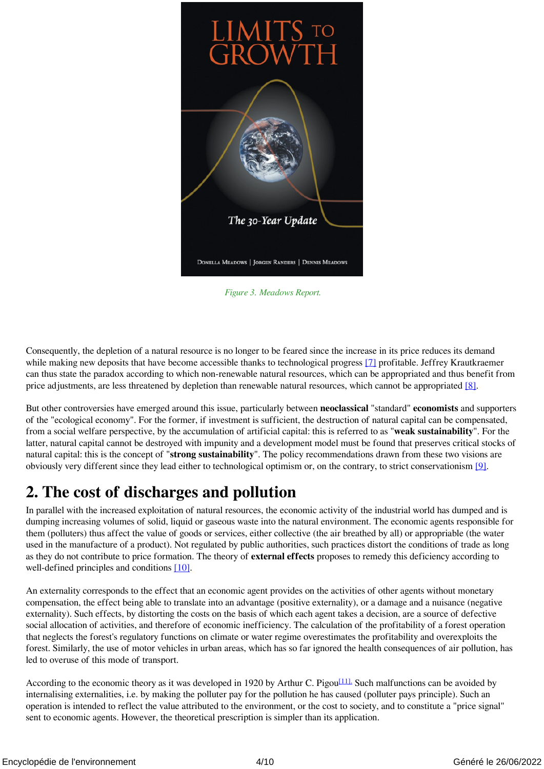Figure 3. Meadows Report.

Consequently, the depletion of a natural resource is no longer to be feared since the increase in its price reduces its demand while making new deposits that have become accessible thanks to technological progress [7] profitable. Jeffrey Krautkraemer can thus state the paradox according to which non-renewable natural resources, which can be appropriated and thus benefit from price adjustments, are less threatened by depletion than renewable natural resources, which cannot be appropriated [8].

But other controversies have emerged around this issue, particularly between **neoclassical** "standard" **economists** and supporters of the "ecological economy". For the former, if investment is sufficient, the destruction of natural capital can be compensated, from a social welfare perspective, by the accumulation of artificial capital: this is referred to as "**weak sustainability**". For the latter, natural capital cannot be destroyed with impunity and a development model must be found that preserves critical stocks of natural capital: this is the concept of "**strong sustainability**". The policy recommendations drawn from these two visions are obviously very different since they lead either to technological optimism or, on the contrary, to strict conservationism [9].

## 2. The cost of discharges and pollution

In parallel with the increased exploitation of natural resources, the economic activity of the industrial world has dumped and is dumping increasing volumes of solid, liquid or gaseous waste into the natural environment. The economic agents responsible for them (polluters) thus affect the value of goods or services, either collective (the air breathed by all) or appropriable (the water used in the manufacture of a product). Not regulated by public authorities, such practices distort the conditions of trade as long as they do not contribute to price formation. The theory of **external effects** proposes to remedy this deficiency according to well-defined principles and conditions [10].

An externality corresponds to the effect that an economic agent provides on the activities of other agents without monetary compensation, the effect being able to translate into an advantage (positive externality), or a damage and a nuisance (negative externality). Such effects, by distorting the costs on the basis of which each agent takes a decision, are a source of defective social allocation of activities, and therefore of economic inefficiency. The calculation of the profitability of a forest operation that neglects the forest's regulatory functions on climate or water regime overestimates the profitability and overexploits the forest. Similarly, the use of motor vehicles in urban areas, which has so far ignored the health consequences of air pollution, has led to overuse of this mode of transport.

According to the economic theory as it was developed in 1920 by Arthur C. Pigou[11]. Such malfunctions can be avoided by internalising externalities, i.e. by making the polluter pay for the pollution he has caused (polluter pays principle). Such an operation is intended to reflect the value attributed to the environment, or the cost to society, and to constitute a "price signal" sent to economic agents. However, the theoretical prescription is simpler than its application.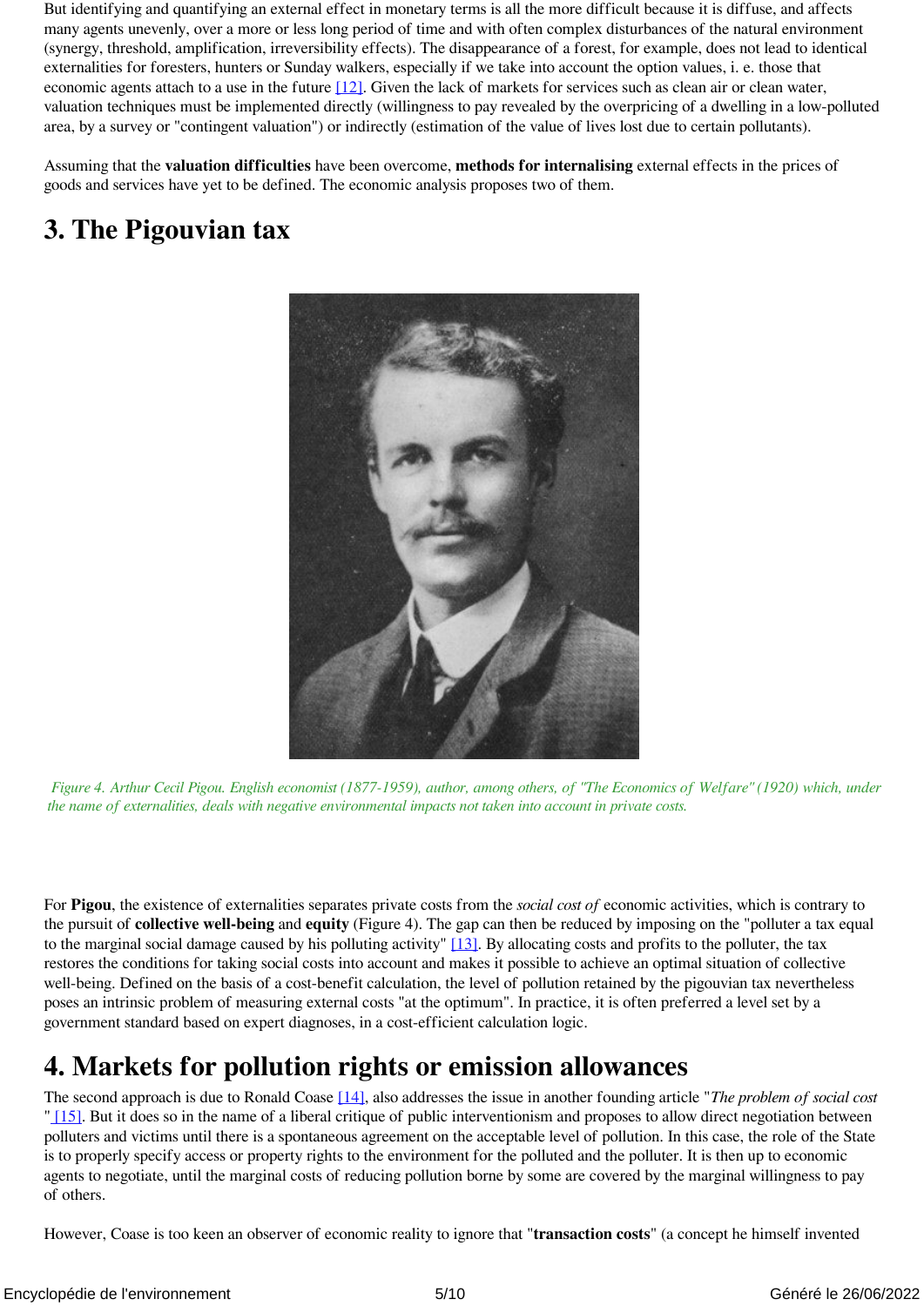But identifying and quantifying an external effect in monetary terms is all the more difficult because it is diffuse, and affects many agents unevenly, over a more or less long period of time and with often complex disturbances of the natural environment (synergy, threshold, amplification, irreversibility effects). The disappearance of a forest, for example, does not lead to identical externalities for foresters, hunters or Sunday walkers, especially if we take into account the option values, i. e. those that economic agents attach to a use in the future [12]. Given the lack of markets for services such as clean air or clean water, valuation techniques must be implemented directly (willingness to pay revealed by the overpricing of a dwelling in a low-polluted area, by a survey or "contingent valuation") or indirectly (estimation of the value of lives lost due to certain pollutants).

Assuming that the **valuation difficulties** have been overcome, **methods for internalising** external effects in the prices of goods and services have yet to be defined. The economic analysis proposes two of them.

# 3. The Pigouvian tax

*Figure 4. Arthur Cecil Pigou. English economist (1877-1959), author, among others, of "The Economics of Welfare" (1920) which, under the name of externalities, deals with negative environmental impacts not taken into account in private costs.*

For **Pigou**, the existence of externalities separates private costs from the *social cost of* economic activities, which is contrary to the pursuit of **collective well-being** and **equity** (Figure 4). The gap can then be reduced by imposing on the "polluter a tax equal to the marginal social damage caused by his polluting activity" [13]. By allocating costs and profits to the polluter, the tax restores the conditions for taking social costs into account and makes it possible to achieve an optimal situation of collective well-being. Defined on the basis of a cost-benefit calculation, the level of pollution retained by the pigouvian tax nevertheless poses an intrinsic problem of measuring external costs "at the optimum". In practice, it is often preferred a level set by a government standard based on expert diagnoses, in a cost-efficient calculation logic.

# 4. Markets for pollution rights or emission allowances

The second approach is due to Ronald Coase [14], also addresses the issue in another founding article "*The problem of social cost* " [15]. But it does so in the name of a liberal critique of public interventionism and proposes to allow direct negotiation between polluters and victims until there is a spontaneous agreement on the acceptable level of pollution. In this case, the role of the State is to properly specify access or property rights to the environment for the polluted and the polluter. It is then up to economic agents to negotiate, until the marginal costs of reducing pollution borne by some are covered by the marginal willingness to pay of others.

However, Coase is too keen an observer of economic reality to ignore that "**transaction costs**" (a concept he himself invented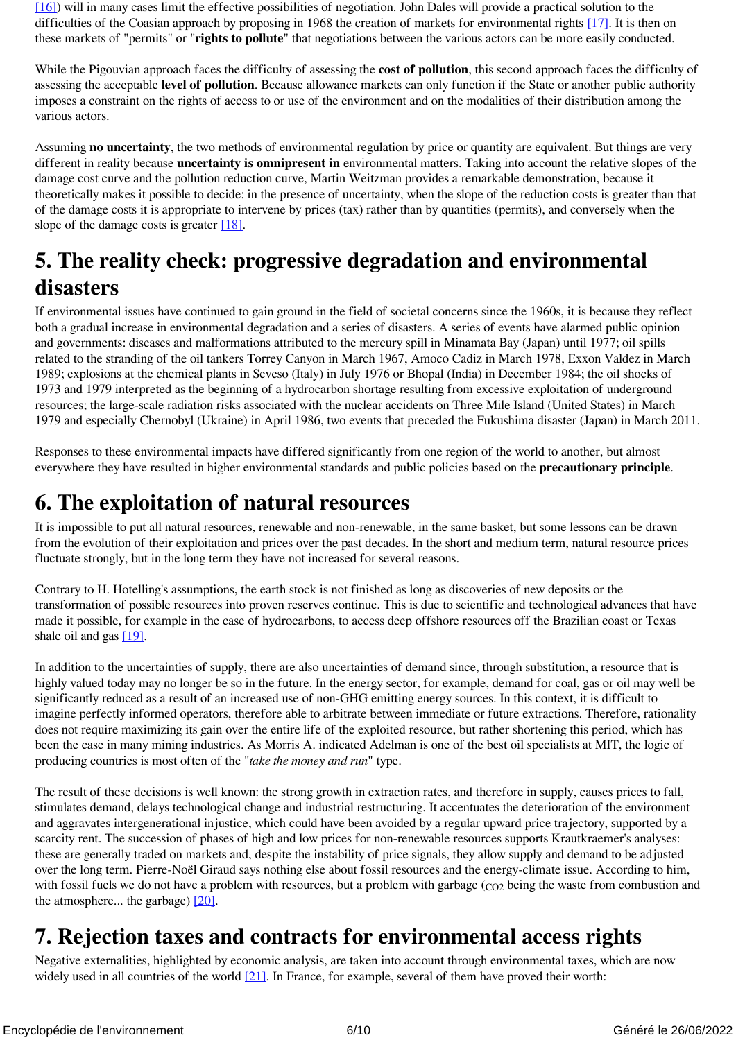[16]) will in many cases limit the effective possibilities of negotiation. John Dales will provide a practical solution to the difficulties of the Coasian approach by proposing in 1968 the creation of markets for environmental rights [17]. It is then on these markets of "permits" or "**rights to pollute**" that negotiations between the various actors can be more easily conducted.

While the Pigouvian approach faces the difficulty of assessing the **cost of pollution**, this second approach faces the difficulty of assessing the acceptable **level of pollution**. Because allowance markets can only function if the State or another public authority imposes a constraint on the rights of access to or use of the environment and on the modalities of their distribution among the various actors.

Assuming **no uncertainty**, the two methods of environmental regulation by price or quantity are equivalent. But things are very different in reality because **uncertainty is omnipresent in** environmental matters. Taking into account the relative slopes of the damage cost curve and the pollution reduction curve, Martin Weitzman provides a remarkable demonstration, because it theoretically makes it possible to decide: in the presence of uncertainty, when the slope of the reduction costs is greater than that of the damage costs it is appropriate to intervene by prices (tax) rather than by quantities (permits), and conversely when the slope of the damage costs is greater [18].

## 5. The reality check: progressive degradation and environmental disasters

If environmental issues have continued to gain ground in the field of societal concerns since the 1960s, it is because they reflect both a gradual increase in environmental degradation and a series of disasters. A series of events have alarmed public opinion and governments: diseases and malformations attributed to the mercury spill in Minamata Bay (Japan) until 1977; oil spills related to the stranding of the oil tankers Torrey Canyon in March 1967, Amoco Cadiz in March 1978, Exxon Valdez in March 1989; explosions at the chemical plants in Seveso (Italy) in July 1976 or Bhopal (India) in December 1984; the oil shocks of 1973 and 1979 interpreted as the beginning of a hydrocarbon shortage resulting from excessive exploitation of underground resources; the large-scale radiation risks associated with the nuclear accidents on Three Mile Island (United States) in March 1979 and especially Chernobyl (Ukraine) in April 1986, two events that preceded the Fukushima disaster (Japan) in March 2011.

Responses to these environmental impacts have differed significantly from one region of the world to another, but almost everywhere they have resulted in higher environmental standards and public policies based on the **precautionary principle**.

## 6. The exploitation of natural resources

It is impossible to put all natural resources, renewable and non-renewable, in the same basket, but some lessons can be drawn from the evolution of their exploitation and prices over the past decades. In the short and medium term, natural resource prices fluctuate strongly, but in the long term they have not increased for several reasons.

Contrary to H. Hotelling's assumptions, the earth stock is not finished as long as discoveries of new deposits or the transformation of possible resources into proven reserves continue. This is due to scientific and technological advances that have made it possible, for example in the case of hydrocarbons, to access deep offshore resources off the Brazilian coast or Texas shale oil and gas [19].

In addition to the uncertainties of supply, there are also uncertainties of demand since, through substitution, a resource that is highly valued today may no longer be so in the future. In the energy sector, for example, demand for coal, gas or oil may well be significantly reduced as a result of an increased use of non-GHG emitting energy sources. In this context, it is difficult to imagine perfectly informed operators, therefore able to arbitrate between immediate or future extractions. Therefore, rationality does not require maximizing its gain over the entire life of the exploited resource, but rather shortening this period, which has been the case in many mining industries. As Morris A. indicated Adelman is one of the best oil specialists at MIT, the logic of producing countries is most often of the "*take the money and run*" type.

The result of these decisions is well known: the strong growth in extraction rates, and therefore in supply, causes prices to fall, stimulates demand, delays technological change and industrial restructuring. It accentuates the deterioration of the environment and aggravates intergenerational injustice, which could have been avoided by a regular upward price trajectory, supported by a scarcity rent. The succession of phases of high and low prices for non-renewable resources supports Krautkraemer's analyses: these are generally traded on markets and, despite the instability of price signals, they allow supply and demand to be adjusted over the long term. Pierre-Noël Giraud says nothing else about fossil resources and the energy-climate issue. According to him, with fossil fuels we do not have a problem with resources, but a problem with garbage ($CO_2$ being the waste from combustion and the atmosphere... the garbage) [20].

## 7. Rejection taxes and contracts for environmental access rights

Negative externalities, highlighted by economic analysis, are taken into account through environmental taxes, which are now widely used in all countries of the world [21]. In France, for example, several of them have proved their worth: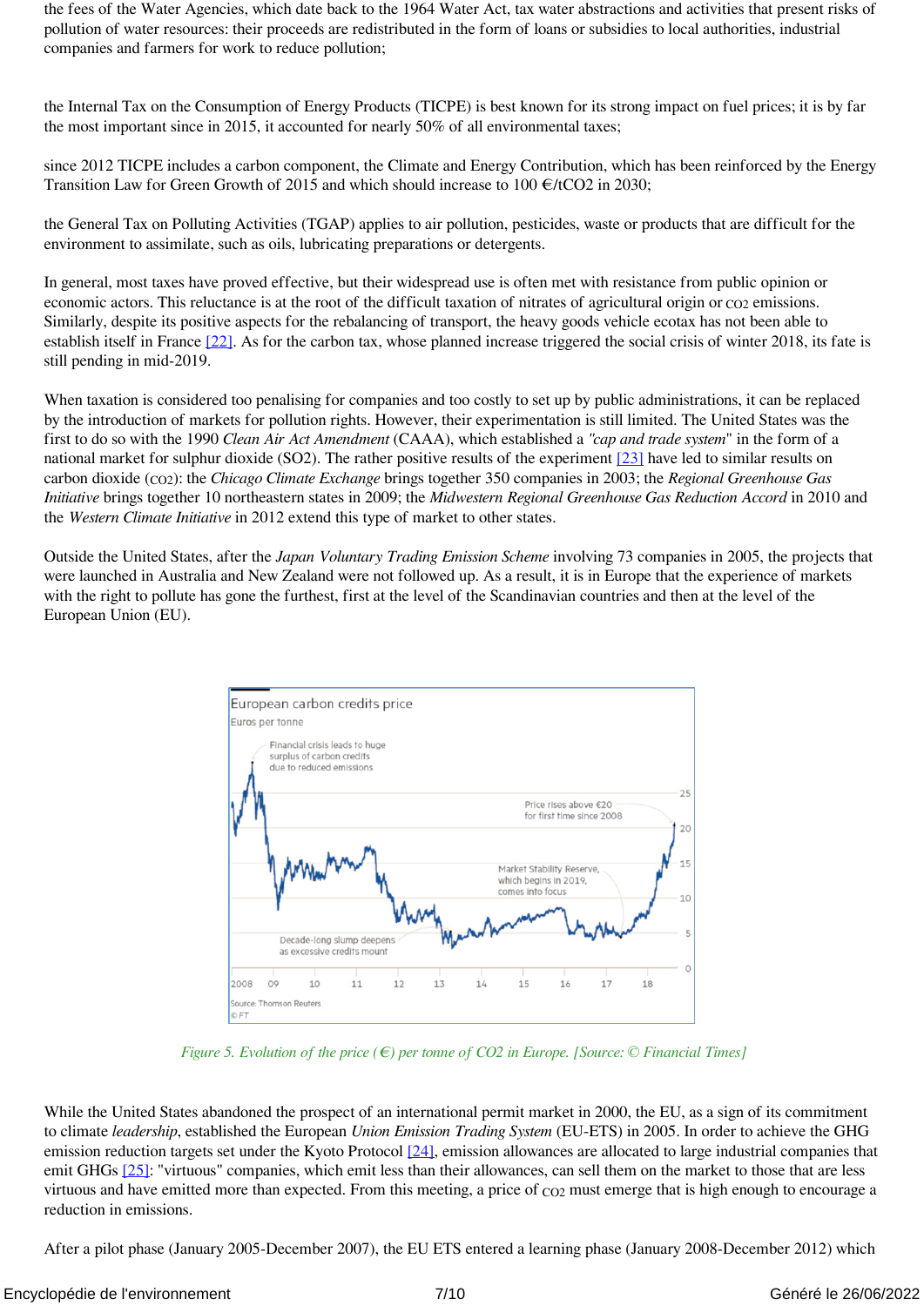the fees of the Water Agencies, which date back to the 1964 Water Act, tax water abstractions and activities that present risks of pollution of water resources: their proceeds are redistributed in the form of loans or subsidies to local authorities, industrial companies and farmers for work to reduce pollution;

the Internal Tax on the Consumption of Energy Products (TICPE) is best known for its strong impact on fuel prices; it is by far the most important since in 2015, it accounted for nearly 50% of all environmental taxes;

since 2012 TICPE includes a carbon component, the Climate and Energy Contribution, which has been reinforced by the Energy Transition Law for Green Growth of 2015 and which should increase to 100 €/tCO2 in 2030;

the General Tax on Polluting Activities (TGAP) applies to air pollution, pesticides, waste or products that are difficult for the environment to assimilate, such as oils, lubricating preparations or detergents.

In general, most taxes have proved effective, but their widespread use is often met with resistance from public opinion or economic actors. This reluctance is at the root of the difficult taxation of nitrates of agricultural origin or $CO_2$ emissions. Similarly, despite its positive aspects for the rebalancing of transport, the heavy goods vehicle ecotax has not been able to establish itself in France [22]. As for the carbon tax, whose planned increase triggered the social crisis of winter 2018, its fate is still pending in mid-2019.

When taxation is considered too penalising for companies and too costly to set up by public administrations, it can be replaced by the introduction of markets for pollution rights. However, their experimentation is still limited. The United States was the first to do so with the 1990 *Clean Air Act Amendment* (CAAA), which established a *"cap and trade system"* in the form of a national market for sulphur dioxide (SO2). The rather positive results of the experiment [23] have led to similar results on carbon dioxide ($CO_2$): the *Chicago Climate Exchange* brings together 350 companies in 2003; the *Regional Greenhouse Gas Initiative* brings together 10 northeastern states in 2009; the *Midwestern Regional Greenhouse Gas Reduction Accord* in 2010 and the *Western Climate Initiative* in 2012 extend this type of market to other states.

Outside the United States, after the *Japan Voluntary Trading Emission Scheme* involving 73 companies in 2005, the projects that were launched in Australia and New Zealand were not followed up. As a result, it is in Europe that the experience of markets with the right to pollute has gone the furthest, first at the level of the Scandinavian countries and then at the level of the European Union (EU).

*Figure 5. Evolution of the price (€) per tonne of CO2 in Europe. [Source: © Financial Times]*

While the United States abandoned the prospect of an international permit market in 2000, the EU, as a sign of its commitment to climate *leadership*, established the European *Union Emission Trading System* (EU-ETS) in 2005. In order to achieve the GHG emission reduction targets set under the Kyoto Protocol [24], emission allowances are allocated to large industrial companies that emit GHGs [25]: "virtuous" companies, which emit less than their allowances, can sell them on the market to those that are less virtuous and have emitted more than expected. From this meeting, a price of $CO_2$ must emerge that is high enough to encourage a reduction in emissions.

After a pilot phase (January 2005-December 2007), the EU ETS entered a learning phase (January 2008-December 2012) which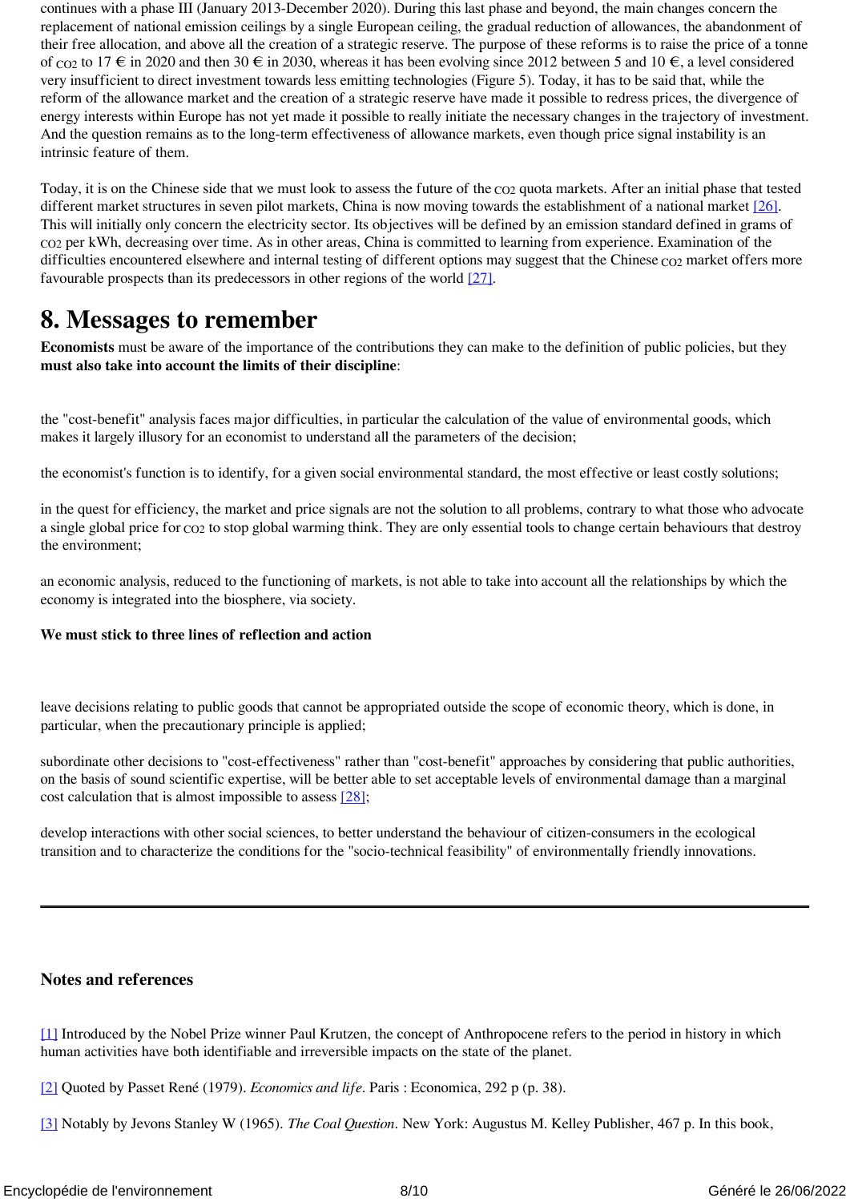continues with a phase III (January 2013-December 2020). During this last phase and beyond, the main changes concern the replacement of national emission ceilings by a single European ceiling, the gradual reduction of allowances, the abandonment of their free allocation, and above all the creation of a strategic reserve. The purpose of these reforms is to raise the price of a tonne of $CO_2$ to 17 € in 2020 and then 30 € in 2030, whereas it has been evolving since 2012 between 5 and 10 €, a level considered very insufficient to direct investment towards less emitting technologies (Figure 5). Today, it has to be said that, while the reform of the allowance market and the creation of a strategic reserve have made it possible to redress prices, the divergence of energy interests within Europe has not yet made it possible to really initiate the necessary changes in the trajectory of investment. And the question remains as to the long-term effectiveness of allowance markets, even though price signal instability is an intrinsic feature of them.

Today, it is on the Chinese side that we must look to assess the future of the $CO_2$ quota markets. After an initial phase that tested different market structures in seven pilot markets, China is now moving towards the establishment of a national market [26]. This will initially only concern the electricity sector. Its objectives will be defined by an emission standard defined in grams of $CO_2$ per kWh, decreasing over time. As in other areas, China is committed to learning from experience. Examination of the difficulties encountered elsewhere and internal testing of different options may suggest that the Chinese $CO_2$ market offers more favourable prospects than its predecessors in other regions of the world [27].

# 8. Messages to remember

**Economists** must be aware of the importance of the contributions they can make to the definition of public policies, but they **must also take into account the limits of their discipline**:

the "cost-benefit" analysis faces major difficulties, in particular the calculation of the value of environmental goods, which makes it largely illusory for an economist to understand all the parameters of the decision;

the economist's function is to identify, for a given social environmental standard, the most effective or least costly solutions;

in the quest for efficiency, the market and price signals are not the solution to all problems, contrary to what those who advocate a single global price for $CO_2$ to stop global warming think. They are only essential tools to change certain behaviours that destroy the environment;

an economic analysis, reduced to the functioning of markets, is not able to take into account all the relationships by which the economy is integrated into the biosphere, via society.

**We must stick to three lines of reflection and action**

leave decisions relating to public goods that cannot be appropriated outside the scope of economic theory, which is done, in particular, when the precautionary principle is applied;

subordinate other decisions to "cost-effectiveness" rather than "cost-benefit" approaches by considering that public authorities, on the basis of sound scientific expertise, will be better able to set acceptable levels of environmental damage than a marginal cost calculation that is almost impossible to assess [28];

develop interactions with other social sciences, to better understand the behaviour of citizen-consumers in the ecological transition and to characterize the conditions for the "socio-technical feasibility" of environmentally friendly innovations.

---

## Notes and references

[1] Introduced by the Nobel Prize winner Paul Krutzen, the concept of Anthropocene refers to the period in history in which human activities have both identifiable and irreversible impacts on the state of the planet.

[2] Quoted by Passet René (1979). *Economics and life*. Paris : Economica, 292 p (p. 38).

[3] Notably by Jevons Stanley W (1965). *The Coal Question*. New York: Augustus M. Kelley Publisher, 467 p. In this book,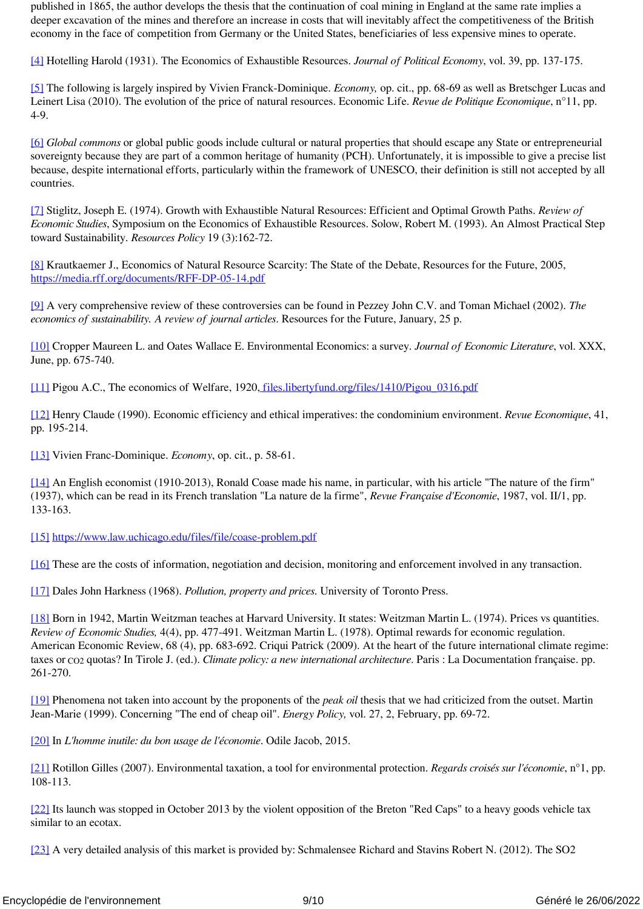published in 1865, the author develops the thesis that the continuation of coal mining in England at the same rate implies a deeper excavation of the mines and therefore an increase in costs that will inevitably affect the competitiveness of the British economy in the face of competition from Germany or the United States, beneficiaries of less expensive mines to operate.

[4] Hotelling Harold (1931). The Economics of Exhaustible Resources. *Journal of Political Economy*, vol. 39, pp. 137-175.

[5] The following is largely inspired by Vivien Franck-Dominique. *Economy,* op. cit., pp. 68-69 as well as Bretschger Lucas and Leinert Lisa (2010). The evolution of the price of natural resources. Economic Life. *Revue de Politique Economique*, n°11, pp. 4-9.

[6] *Global commons* or global public goods include cultural or natural properties that should escape any State or entrepreneurial sovereignty because they are part of a common heritage of humanity (PCH). Unfortunately, it is impossible to give a precise list because, despite international efforts, particularly within the framework of UNESCO, their definition is still not accepted by all countries.

[7] Stiglitz, Joseph E. (1974). Growth with Exhaustible Natural Resources: Efficient and Optimal Growth Paths. *Review of Economic Studies*, Symposium on the Economics of Exhaustible Resources. Solow, Robert M. (1993). An Almost Practical Step toward Sustainability. *Resources Policy* 19 (3):162-72.

[8] Krautkaemer J., Economics of Natural Resource Scarcity: The State of the Debate, Resources for the Future, 2005, https://media.rff.org/documents/RFF-DP-05-14.pdf

[9] A very comprehensive review of these controversies can be found in Pezzey John C.V. and Toman Michael (2002). *The economics of sustainability. A review of journal articles*. Resources for the Future, January, 25 p.

[10] Cropper Maureen L. and Oates Wallace E. Environmental Economics: a survey. *Journal of Economic Literature*, vol. XXX, June, pp. 675-740.

[11] Pigou A.C., The economics of Welfare, 1920, files.libertyfund.org/files/1410/Pigou_0316.pdf

[12] Henry Claude (1990). Economic efficiency and ethical imperatives: the condominium environment. *Revue Economique*, 41, pp. 195-214.

[13] Vivien Franc-Dominique. *Economy*, op. cit., p. 58-61.

[14] An English economist (1910-2013), Ronald Coase made his name, in particular, with his article "The nature of the firm" (1937), which can be read in its French translation "La nature de la firme", *Revue Française d'Economie*, 1987, vol. II/1, pp. 133-163.

[15] https://www.law.uchicago.edu/files/file/coase-problem.pdf

[16] These are the costs of information, negotiation and decision, monitoring and enforcement involved in any transaction.

[17] Dales John Harkness (1968). *Pollution, property and prices.* University of Toronto Press.

[18] Born in 1942, Martin Weitzman teaches at Harvard University. It states: Weitzman Martin L. (1974). Prices vs quantities. *Review of Economic Studies,* 4(4), pp. 477-491. Weitzman Martin L. (1978). Optimal rewards for economic regulation. American Economic Review, 68 (4), pp. 683-692. Criqui Patrick (2009). At the heart of the future international climate regime: taxes or $CO_2$ quotas? In Tirole J. (ed.). *Climate policy: a new international architecture*. Paris : La Documentation française. pp. 261-270.

[19] Phenomena not taken into account by the proponents of the *peak oil* thesis that we had criticized from the outset. Martin Jean-Marie (1999). Concerning "The end of cheap oil". *Energy Policy,* vol. 27, 2, February, pp. 69-72.

[20] In *L'homme inutile: du bon usage de l'économie*. Odile Jacob, 2015.

[21] Rotillon Gilles (2007). Environmental taxation, a tool for environmental protection. *Regards croisés sur l'économie*, n°1, pp. 108-113.

[22] Its launch was stopped in October 2013 by the violent opposition of the Breton "Red Caps" to a heavy goods vehicle tax similar to an ecotax.

[23] A very detailed analysis of this market is provided by: Schmalensee Richard and Stavins Robert N. (2012). The SO2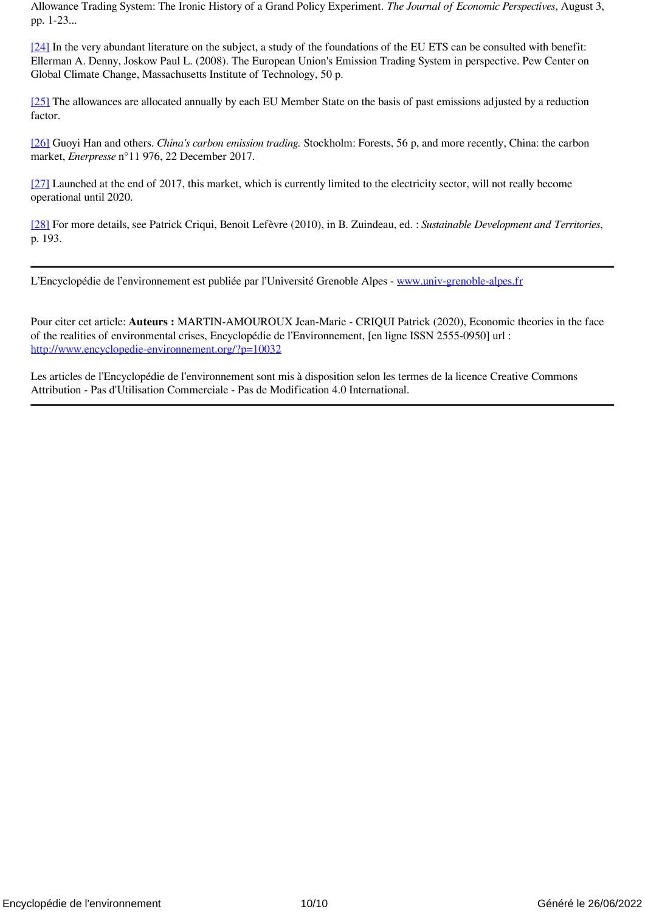Allowance Trading System: The Ironic History of a Grand Policy Experiment. *The Journal of Economic Perspectives*, August 3, pp. 1-23...

[24] In the very abundant literature on the subject, a study of the foundations of the EU ETS can be consulted with benefit: Ellerman A. Denny, Joskow Paul L. (2008). The European Union's Emission Trading System in perspective. Pew Center on Global Climate Change, Massachusetts Institute of Technology, 50 p.

[25] The allowances are allocated annually by each EU Member State on the basis of past emissions adjusted by a reduction factor.

[26] Guoyi Han and others. *China's carbon emission trading.* Stockholm: Forests, 56 p, and more recently, China: the carbon market, *Enerpresse* n°11 976, 22 December 2017.

[27] Launched at the end of 2017, this market, which is currently limited to the electricity sector, will not really become operational until 2020.

[28] For more details, see Patrick Criqui, Benoit Lefèvre (2010), in B. Zuindeau, ed. : *Sustainable Development and Territories*, p. 193.

---

L'Encyclopédie de l'environnement est publiée par l'Université Grenoble Alpes - www.univ-grenoble-alpes.fr

Pour citer cet article: **Auteurs :** MARTIN-AMOUROUX Jean-Marie - CRIQUI Patrick (2020), Economic theories in the face of the realities of environmental crises, Encyclopédie de l'Environnement, [en ligne ISSN 2555-0950] url : http://www.encyclopedie-environnement.org/?p=10032

Les articles de l'Encyclopédie de l'environnement sont mis à disposition selon les termes de la licence Creative Commons Attribution - Pas d'Utilisation Commerciale - Pas de Modification 4.0 International.

---